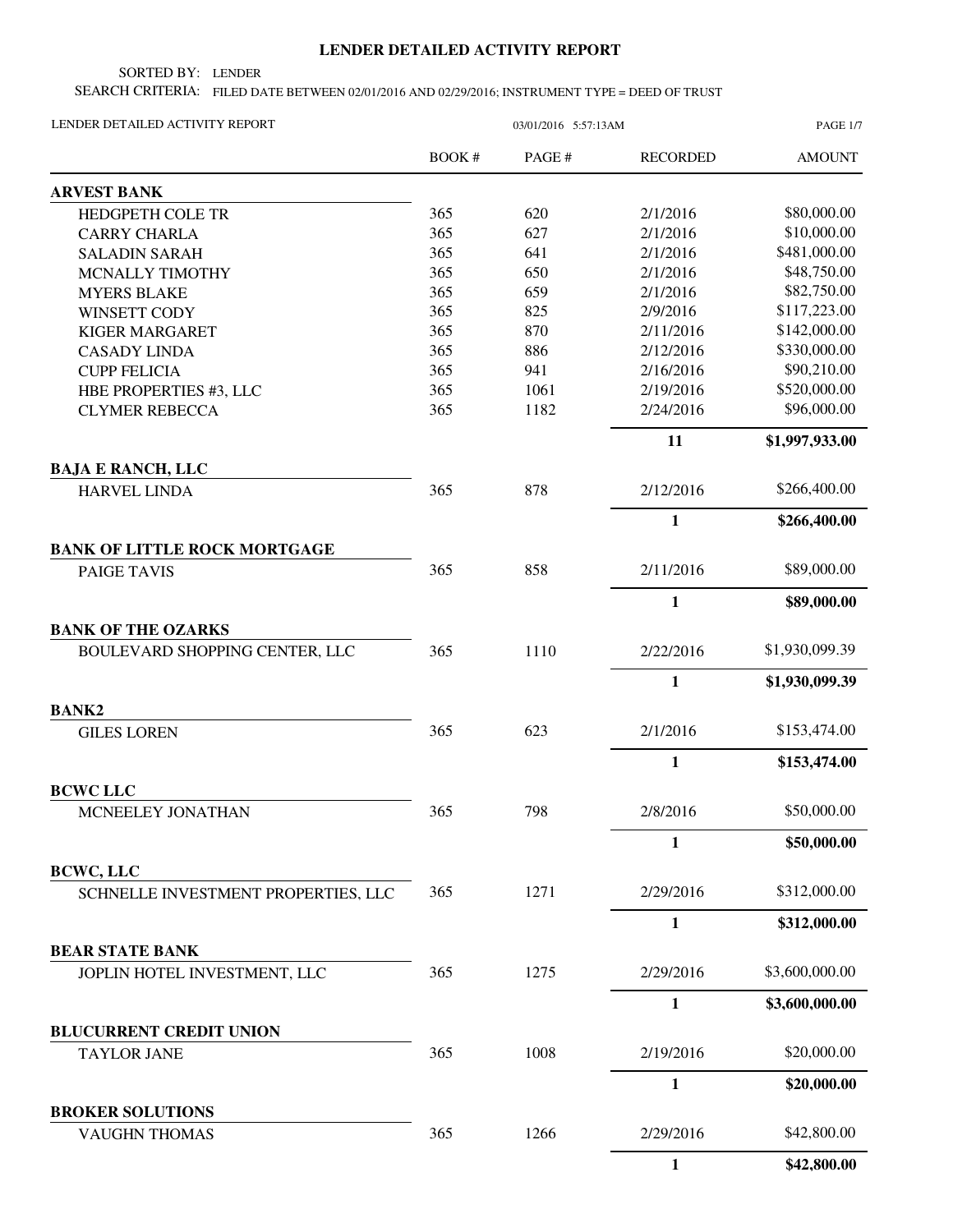# LENDER DETAILED ACTIVITY REPORT

SORTED BY: LENDER

SEARCH CRITERIA: FILED DATE BETWEEN 02/01/2016 AND 02/29/2016; INSTRUMENT TYPE = DEED OF TRUST

LENDER DETAILED ACTIVITY REPORT — 03/01/2016 5:57:13AM

| | BOOK # | PAGE # | RECORDED | AMOUNT |
|---|---|---|---|---|
| **ARVEST BANK** | | | | |
| HEDGPETH COLE TR | 365 | 620 | 2/1/2016 | $80,000.00 |
| CARRY CHARLA | 365 | 627 | 2/1/2016 | $10,000.00 |
| SALADIN SARAH | 365 | 641 | 2/1/2016 | $481,000.00 |
| MCNALLY TIMOTHY | 365 | 650 | 2/1/2016 | $48,750.00 |
| MYERS BLAKE | 365 | 659 | 2/1/2016 | $82,750.00 |
| WINSETT CODY | 365 | 825 | 2/9/2016 | $117,223.00 |
| KIGER MARGARET | 365 | 870 | 2/11/2016 | $142,000.00 |
| CASADY LINDA | 365 | 886 | 2/12/2016 | $330,000.00 |
| CUPP FELICIA | 365 | 941 | 2/16/2016 | $90,210.00 |
| HBE PROPERTIES #3, LLC | 365 | 1061 | 2/19/2016 | $520,000.00 |
| CLYMER REBECCA | 365 | 1182 | 2/24/2016 | $96,000.00 |
| | | | **11** | **$1,997,933.00** |
| **BAJA E RANCH, LLC** | | | | |
| HARVEL LINDA | 365 | 878 | 2/12/2016 | $266,400.00 |
| | | | **1** | **$266,400.00** |
| **BANK OF LITTLE ROCK MORTGAGE** | | | | |
| PAIGE TAVIS | 365 | 858 | 2/11/2016 | $89,000.00 |
| | | | **1** | **$89,000.00** |
| **BANK OF THE OZARKS** | | | | |
| BOULEVARD SHOPPING CENTER, LLC | 365 | 1110 | 2/22/2016 | $1,930,099.39 |
| | | | **1** | **$1,930,099.39** |
| **BANK2** | | | | |
| GILES LOREN | 365 | 623 | 2/1/2016 | $153,474.00 |
| | | | **1** | **$153,474.00** |
| **BCWC LLC** | | | | |
| MCNEELEY JONATHAN | 365 | 798 | 2/8/2016 | $50,000.00 |
| | | | **1** | **$50,000.00** |
| **BCWC, LLC** | | | | |
| SCHNELLE INVESTMENT PROPERTIES, LLC | 365 | 1271 | 2/29/2016 | $312,000.00 |
| | | | **1** | **$312,000.00** |
| **BEAR STATE BANK** | | | | |
| JOPLIN HOTEL INVESTMENT, LLC | 365 | 1275 | 2/29/2016 | $3,600,000.00 |
| | | | **1** | **$3,600,000.00** |
| **BLUCURRENT CREDIT UNION** | | | | |
| TAYLOR JANE | 365 | 1008 | 2/19/2016 | $20,000.00 |
| | | | **1** | **$20,000.00** |
| **BROKER SOLUTIONS** | | | | |
| VAUGHN THOMAS | 365 | 1266 | 2/29/2016 | $42,800.00 |
| | | | **1** | **$42,800.00** |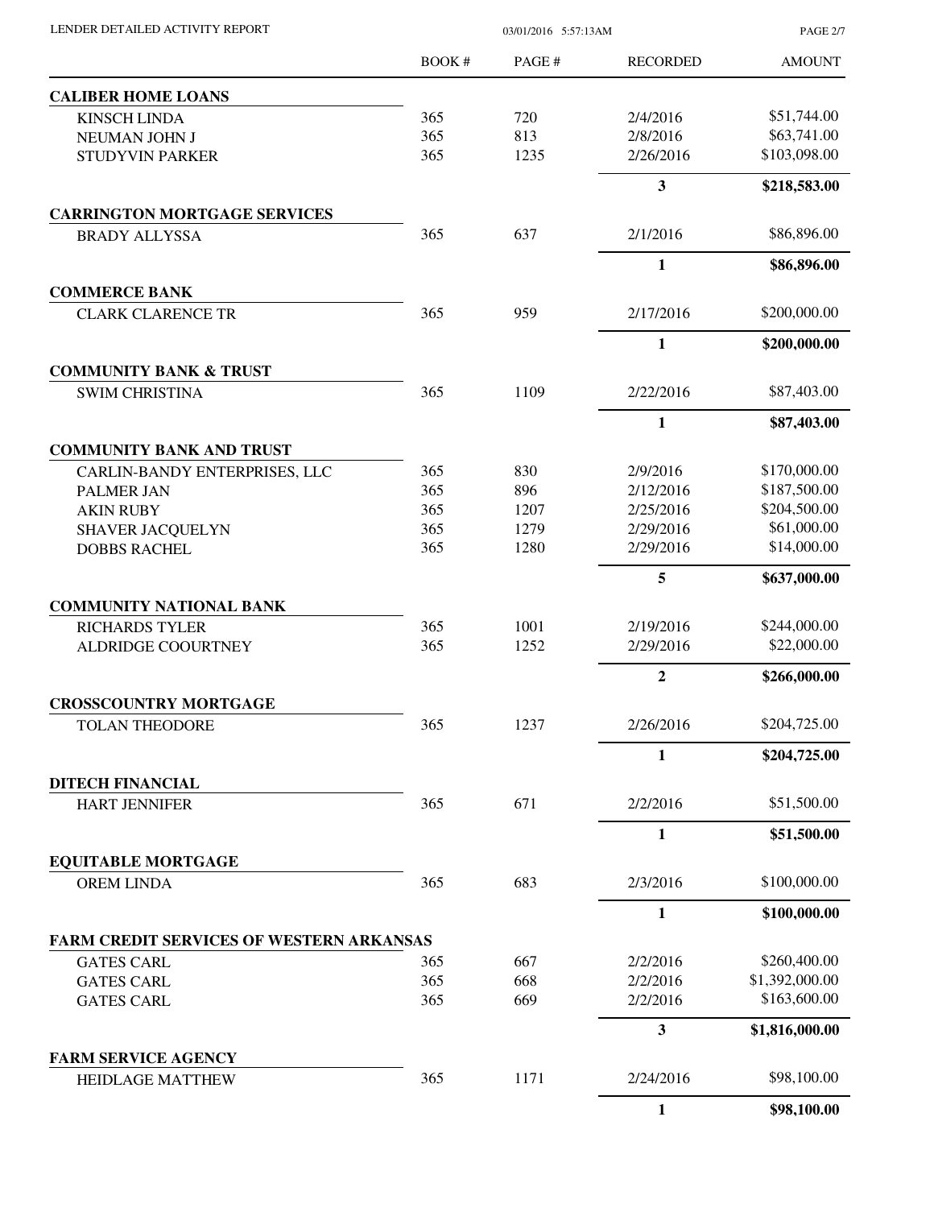| | BOOK # | PAGE # | RECORDED | AMOUNT |
|---|---|---|---|---|
| **CALIBER HOME LOANS** | | | | |
| KINSCH LINDA | 365 | 720 | 2/4/2016 | $51,744.00 |
| NEUMAN JOHN J | 365 | 813 | 2/8/2016 | $63,741.00 |
| STUDYVIN PARKER | 365 | 1235 | 2/26/2016 | $103,098.00 |
| | | | **3** | **$218,583.00** |
| **CARRINGTON MORTGAGE SERVICES** | | | | |
| BRADY ALLYSSA | 365 | 637 | 2/1/2016 | $86,896.00 |
| | | | **1** | **$86,896.00** |
| **COMMERCE BANK** | | | | |
| CLARK CLARENCE TR | 365 | 959 | 2/17/2016 | $200,000.00 |
| | | | **1** | **$200,000.00** |
| **COMMUNITY BANK & TRUST** | | | | |
| SWIM CHRISTINA | 365 | 1109 | 2/22/2016 | $87,403.00 |
| | | | **1** | **$87,403.00** |
| **COMMUNITY BANK AND TRUST** | | | | |
| CARLIN-BANDY ENTERPRISES, LLC | 365 | 830 | 2/9/2016 | $170,000.00 |
| PALMER JAN | 365 | 896 | 2/12/2016 | $187,500.00 |
| AKIN RUBY | 365 | 1207 | 2/25/2016 | $204,500.00 |
| SHAVER JACQUELYN | 365 | 1279 | 2/29/2016 | $61,000.00 |
| DOBBS RACHEL | 365 | 1280 | 2/29/2016 | $14,000.00 |
| | | | **5** | **$637,000.00** |
| **COMMUNITY NATIONAL BANK** | | | | |
| RICHARDS TYLER | 365 | 1001 | 2/19/2016 | $244,000.00 |
| ALDRIDGE COOURTNEY | 365 | 1252 | 2/29/2016 | $22,000.00 |
| | | | **2** | **$266,000.00** |
| **CROSSCOUNTRY MORTGAGE** | | | | |
| TOLAN THEODORE | 365 | 1237 | 2/26/2016 | $204,725.00 |
| | | | **1** | **$204,725.00** |
| **DITECH FINANCIAL** | | | | |
| HART JENNIFER | 365 | 671 | 2/2/2016 | $51,500.00 |
| | | | **1** | **$51,500.00** |
| **EQUITABLE MORTGAGE** | | | | |
| OREM LINDA | 365 | 683 | 2/3/2016 | $100,000.00 |
| | | | **1** | **$100,000.00** |
| **FARM CREDIT SERVICES OF WESTERN ARKANSAS** | | | | |
| GATES CARL | 365 | 667 | 2/2/2016 | $260,400.00 |
| GATES CARL | 365 | 668 | 2/2/2016 | $1,392,000.00 |
| GATES CARL | 365 | 669 | 2/2/2016 | $163,600.00 |
| | | | **3** | **$1,816,000.00** |
| **FARM SERVICE AGENCY** | | | | |
| HEIDLAGE MATTHEW | 365 | 1171 | 2/24/2016 | $98,100.00 |
| | | | **1** | **$98,100.00** |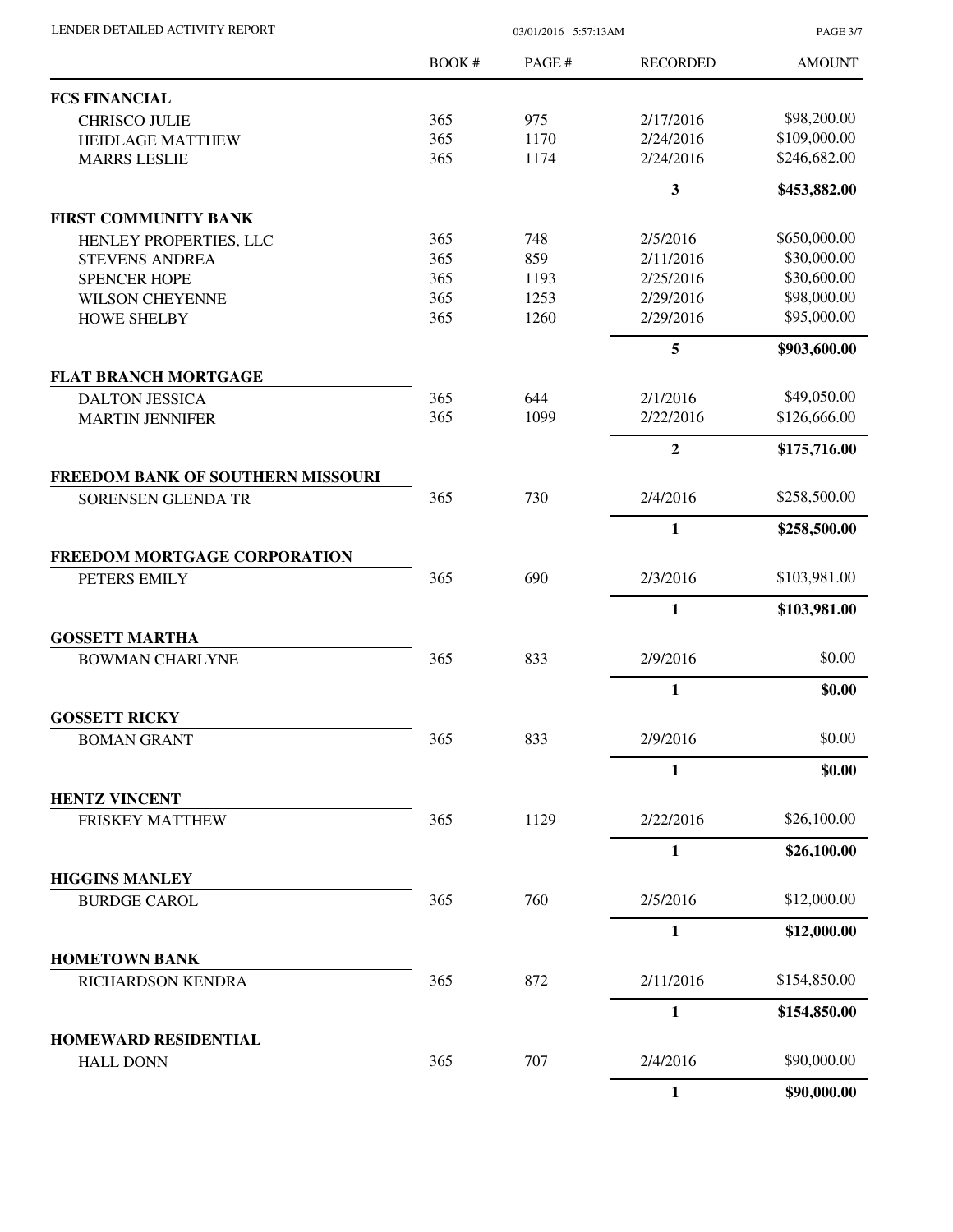| | BOOK # | PAGE # | RECORDED | AMOUNT |
|---|---|---|---|---|
| **FCS FINANCIAL** | | | | |
| CHRISCO JULIE | 365 | 975 | 2/17/2016 | $98,200.00 |
| HEIDLAGE MATTHEW | 365 | 1170 | 2/24/2016 | $109,000.00 |
| MARRS LESLIE | 365 | 1174 | 2/24/2016 | $246,682.00 |
| | | | **3** | **$453,882.00** |
| **FIRST COMMUNITY BANK** | | | | |
| HENLEY PROPERTIES, LLC | 365 | 748 | 2/5/2016 | $650,000.00 |
| STEVENS ANDREA | 365 | 859 | 2/11/2016 | $30,000.00 |
| SPENCER HOPE | 365 | 1193 | 2/25/2016 | $30,600.00 |
| WILSON CHEYENNE | 365 | 1253 | 2/29/2016 | $98,000.00 |
| HOWE SHELBY | 365 | 1260 | 2/29/2016 | $95,000.00 |
| | | | **5** | **$903,600.00** |
| **FLAT BRANCH MORTGAGE** | | | | |
| DALTON JESSICA | 365 | 644 | 2/1/2016 | $49,050.00 |
| MARTIN JENNIFER | 365 | 1099 | 2/22/2016 | $126,666.00 |
| | | | **2** | **$175,716.00** |
| **FREEDOM BANK OF SOUTHERN MISSOURI** | | | | |
| SORENSEN GLENDA TR | 365 | 730 | 2/4/2016 | $258,500.00 |
| | | | **1** | **$258,500.00** |
| **FREEDOM MORTGAGE CORPORATION** | | | | |
| PETERS EMILY | 365 | 690 | 2/3/2016 | $103,981.00 |
| | | | **1** | **$103,981.00** |
| **GOSSETT MARTHA** | | | | |
| BOWMAN CHARLYNE | 365 | 833 | 2/9/2016 | $0.00 |
| | | | **1** | **$0.00** |
| **GOSSETT RICKY** | | | | |
| BOMAN GRANT | 365 | 833 | 2/9/2016 | $0.00 |
| | | | **1** | **$0.00** |
| **HENTZ VINCENT** | | | | |
| FRISKEY MATTHEW | 365 | 1129 | 2/22/2016 | $26,100.00 |
| | | | **1** | **$26,100.00** |
| **HIGGINS MANLEY** | | | | |
| BURDGE CAROL | 365 | 760 | 2/5/2016 | $12,000.00 |
| | | | **1** | **$12,000.00** |
| **HOMETOWN BANK** | | | | |
| RICHARDSON KENDRA | 365 | 872 | 2/11/2016 | $154,850.00 |
| | | | **1** | **$154,850.00** |
| **HOMEWARD RESIDENTIAL** | | | | |
| HALL DONN | 365 | 707 | 2/4/2016 | $90,000.00 |
| | | | **1** | **$90,000.00** |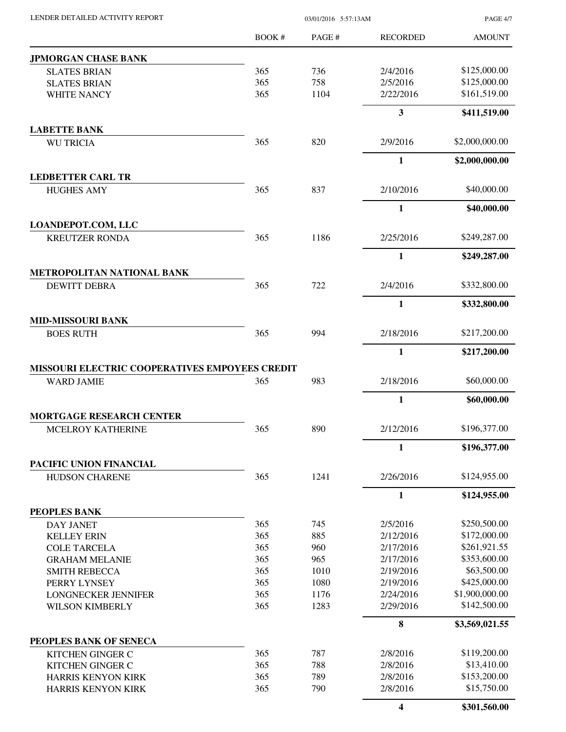LENDER DETAILED ACTIVITY REPORT

03/01/2016 5:57:13AM

| | BOOK # | PAGE # | RECORDED | AMOUNT |
|---|---|---|---|---|
| **JPMORGAN CHASE BANK** | | | | |
| SLATES BRIAN | 365 | 736 | 2/4/2016 | $125,000.00 |
| SLATES BRIAN | 365 | 758 | 2/5/2016 | $125,000.00 |
| WHITE NANCY | 365 | 1104 | 2/22/2016 | $161,519.00 |
| | | | **3** | **$411,519.00** |
| **LABETTE BANK** | | | | |
| WU TRICIA | 365 | 820 | 2/9/2016 | $2,000,000.00 |
| | | | **1** | **$2,000,000.00** |
| **LEDBETTER CARL TR** | | | | |
| HUGHES AMY | 365 | 837 | 2/10/2016 | $40,000.00 |
| | | | **1** | **$40,000.00** |
| **LOANDEPOT.COM, LLC** | | | | |
| KREUTZER RONDA | 365 | 1186 | 2/25/2016 | $249,287.00 |
| | | | **1** | **$249,287.00** |
| **METROPOLITAN NATIONAL BANK** | | | | |
| DEWITT DEBRA | 365 | 722 | 2/4/2016 | $332,800.00 |
| | | | **1** | **$332,800.00** |
| **MID-MISSOURI BANK** | | | | |
| BOES RUTH | 365 | 994 | 2/18/2016 | $217,200.00 |
| | | | **1** | **$217,200.00** |
| **MISSOURI ELECTRIC COOPERATIVES EMPOYEES CREDIT** | | | | |
| WARD JAMIE | 365 | 983 | 2/18/2016 | $60,000.00 |
| | | | **1** | **$60,000.00** |
| **MORTGAGE RESEARCH CENTER** | | | | |
| MCELROY KATHERINE | 365 | 890 | 2/12/2016 | $196,377.00 |
| | | | **1** | **$196,377.00** |
| **PACIFIC UNION FINANCIAL** | | | | |
| HUDSON CHARENE | 365 | 1241 | 2/26/2016 | $124,955.00 |
| | | | **1** | **$124,955.00** |
| **PEOPLES BANK** | | | | |
| DAY JANET | 365 | 745 | 2/5/2016 | $250,500.00 |
| KELLEY ERIN | 365 | 885 | 2/12/2016 | $172,000.00 |
| COLE TARCELA | 365 | 960 | 2/17/2016 | $261,921.55 |
| GRAHAM MELANIE | 365 | 965 | 2/17/2016 | $353,600.00 |
| SMITH REBECCA | 365 | 1010 | 2/19/2016 | $63,500.00 |
| PERRY LYNSEY | 365 | 1080 | 2/19/2016 | $425,000.00 |
| LONGNECKER JENNIFER | 365 | 1176 | 2/24/2016 | $1,900,000.00 |
| WILSON KIMBERLY | 365 | 1283 | 2/29/2016 | $142,500.00 |
| | | | **8** | **$3,569,021.55** |
| **PEOPLES BANK OF SENECA** | | | | |
| KITCHEN GINGER C | 365 | 787 | 2/8/2016 | $119,200.00 |
| KITCHEN GINGER C | 365 | 788 | 2/8/2016 | $13,410.00 |
| HARRIS KENYON KIRK | 365 | 789 | 2/8/2016 | $153,200.00 |
| HARRIS KENYON KIRK | 365 | 790 | 2/8/2016 | $15,750.00 |
| | | | **4** | **$301,560.00** |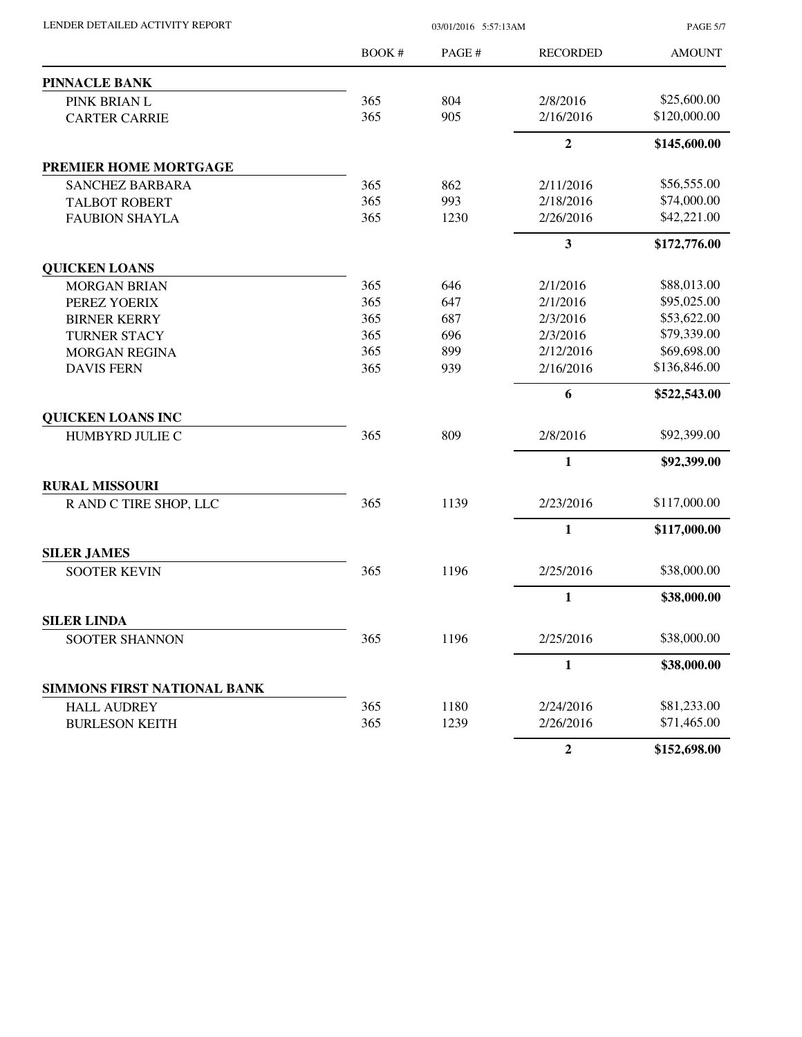| | BOOK # | PAGE # | RECORDED | AMOUNT |
|---|---|---|---|---|
| **PINNACLE BANK** | | | | |
| PINK BRIAN L | 365 | 804 | 2/8/2016 | $25,600.00 |
| CARTER CARRIE | 365 | 905 | 2/16/2016 | $120,000.00 |
| | | | **2** | **$145,600.00** |
| **PREMIER HOME MORTGAGE** | | | | |
| SANCHEZ BARBARA | 365 | 862 | 2/11/2016 | $56,555.00 |
| TALBOT ROBERT | 365 | 993 | 2/18/2016 | $74,000.00 |
| FAUBION SHAYLA | 365 | 1230 | 2/26/2016 | $42,221.00 |
| | | | **3** | **$172,776.00** |
| **QUICKEN LOANS** | | | | |
| MORGAN BRIAN | 365 | 646 | 2/1/2016 | $88,013.00 |
| PEREZ YOERIX | 365 | 647 | 2/1/2016 | $95,025.00 |
| BIRNER KERRY | 365 | 687 | 2/3/2016 | $53,622.00 |
| TURNER STACY | 365 | 696 | 2/3/2016 | $79,339.00 |
| MORGAN REGINA | 365 | 899 | 2/12/2016 | $69,698.00 |
| DAVIS FERN | 365 | 939 | 2/16/2016 | $136,846.00 |
| | | | **6** | **$522,543.00** |
| **QUICKEN LOANS INC** | | | | |
| HUMBYRD JULIE C | 365 | 809 | 2/8/2016 | $92,399.00 |
| | | | **1** | **$92,399.00** |
| **RURAL MISSOURI** | | | | |
| R AND C TIRE SHOP, LLC | 365 | 1139 | 2/23/2016 | $117,000.00 |
| | | | **1** | **$117,000.00** |
| **SILER JAMES** | | | | |
| SOOTER KEVIN | 365 | 1196 | 2/25/2016 | $38,000.00 |
| | | | **1** | **$38,000.00** |
| **SILER LINDA** | | | | |
| SOOTER SHANNON | 365 | 1196 | 2/25/2016 | $38,000.00 |
| | | | **1** | **$38,000.00** |
| **SIMMONS FIRST NATIONAL BANK** | | | | |
| HALL AUDREY | 365 | 1180 | 2/24/2016 | $81,233.00 |
| BURLESON KEITH | 365 | 1239 | 2/26/2016 | $71,465.00 |
| | | | **2** | **$152,698.00** |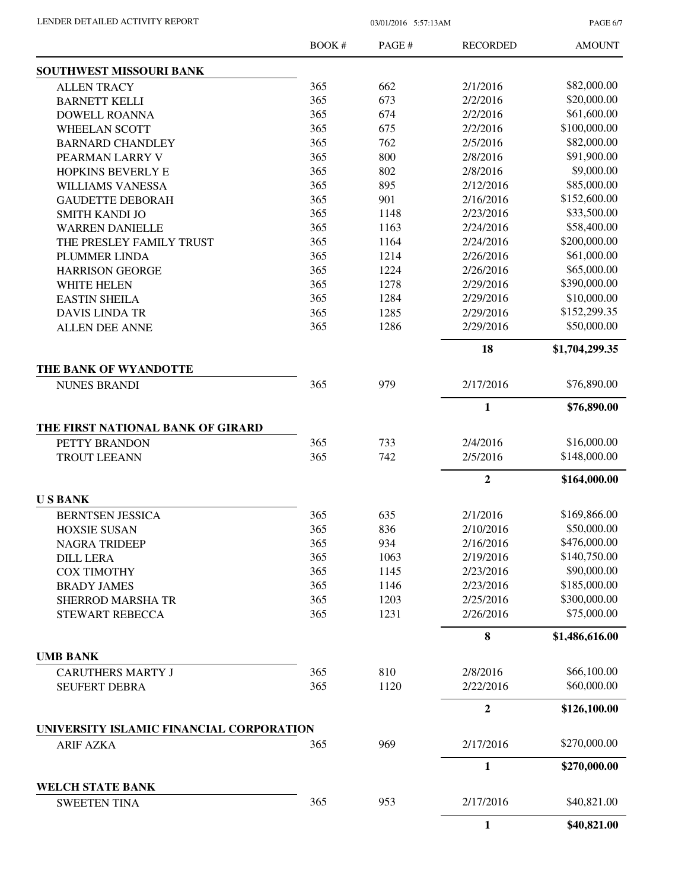LENDER DETAILED ACTIVITY REPORT 03/01/2016 5:57:13AM

| | BOOK # | PAGE # | RECORDED | AMOUNT |
|---|---|---|---|---|
| **SOUTHWEST MISSOURI BANK** | | | | |
| ALLEN TRACY | 365 | 662 | 2/1/2016 | $82,000.00 |
| BARNETT KELLI | 365 | 673 | 2/2/2016 | $20,000.00 |
| DOWELL ROANNA | 365 | 674 | 2/2/2016 | $61,600.00 |
| WHEELAN SCOTT | 365 | 675 | 2/2/2016 | $100,000.00 |
| BARNARD CHANDLEY | 365 | 762 | 2/5/2016 | $82,000.00 |
| PEARMAN LARRY V | 365 | 800 | 2/8/2016 | $91,900.00 |
| HOPKINS BEVERLY E | 365 | 802 | 2/8/2016 | $9,000.00 |
| WILLIAMS VANESSA | 365 | 895 | 2/12/2016 | $85,000.00 |
| GAUDETTE DEBORAH | 365 | 901 | 2/16/2016 | $152,600.00 |
| SMITH KANDI JO | 365 | 1148 | 2/23/2016 | $33,500.00 |
| WARREN DANIELLE | 365 | 1163 | 2/24/2016 | $58,400.00 |
| THE PRESLEY FAMILY TRUST | 365 | 1164 | 2/24/2016 | $200,000.00 |
| PLUMMER LINDA | 365 | 1214 | 2/26/2016 | $61,000.00 |
| HARRISON GEORGE | 365 | 1224 | 2/26/2016 | $65,000.00 |
| WHITE HELEN | 365 | 1278 | 2/29/2016 | $390,000.00 |
| EASTIN SHEILA | 365 | 1284 | 2/29/2016 | $10,000.00 |
| DAVIS LINDA TR | 365 | 1285 | 2/29/2016 | $152,299.35 |
| ALLEN DEE ANNE | 365 | 1286 | 2/29/2016 | $50,000.00 |
| | | | **18** | **$1,704,299.35** |
| **THE BANK OF WYANDOTTE** | | | | |
| NUNES BRANDI | 365 | 979 | 2/17/2016 | $76,890.00 |
| | | | **1** | **$76,890.00** |
| **THE FIRST NATIONAL BANK OF GIRARD** | | | | |
| PETTY BRANDON | 365 | 733 | 2/4/2016 | $16,000.00 |
| TROUT LEEANN | 365 | 742 | 2/5/2016 | $148,000.00 |
| | | | **2** | **$164,000.00** |
| **U S BANK** | | | | |
| BERNTSEN JESSICA | 365 | 635 | 2/1/2016 | $169,866.00 |
| HOXSIE SUSAN | 365 | 836 | 2/10/2016 | $50,000.00 |
| NAGRA TRIDEEP | 365 | 934 | 2/16/2016 | $476,000.00 |
| DILL LERA | 365 | 1063 | 2/19/2016 | $140,750.00 |
| COX TIMOTHY | 365 | 1145 | 2/23/2016 | $90,000.00 |
| BRADY JAMES | 365 | 1146 | 2/23/2016 | $185,000.00 |
| SHERROD MARSHA TR | 365 | 1203 | 2/25/2016 | $300,000.00 |
| STEWART REBECCA | 365 | 1231 | 2/26/2016 | $75,000.00 |
| | | | **8** | **$1,486,616.00** |
| **UMB BANK** | | | | |
| CARUTHERS MARTY J | 365 | 810 | 2/8/2016 | $66,100.00 |
| SEUFERT DEBRA | 365 | 1120 | 2/22/2016 | $60,000.00 |
| | | | **2** | **$126,100.00** |
| **UNIVERSITY ISLAMIC FINANCIAL CORPORATION** | | | | |
| ARIF AZKA | 365 | 969 | 2/17/2016 | $270,000.00 |
| | | | **1** | **$270,000.00** |
| **WELCH STATE BANK** | | | | |
| SWEETEN TINA | 365 | 953 | 2/17/2016 | $40,821.00 |
| | | | **1** | **$40,821.00** |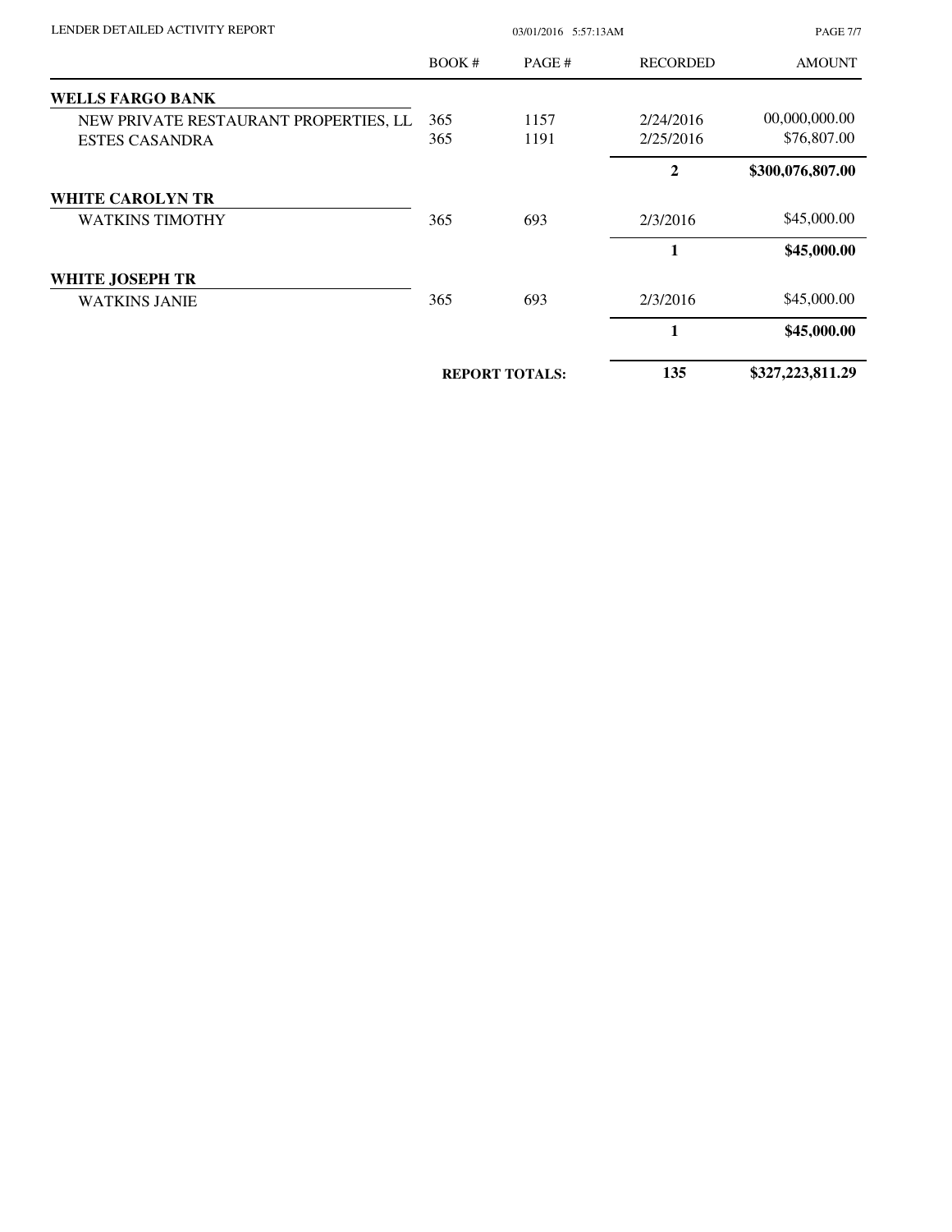| | BOOK # | PAGE # | RECORDED | AMOUNT |
|---|---|---|---|---|
| **WELLS FARGO BANK** | | | | |
| NEW PRIVATE RESTAURANT PROPERTIES, LL | 365 | 1157 | 2/24/2016 | 00,000,000.00 |
| ESTES CASANDRA | 365 | 1191 | 2/25/2016 | $76,807.00 |
| | | | **2** | **$300,076,807.00** |
| **WHITE CAROLYN TR** | | | | |
| WATKINS TIMOTHY | 365 | 693 | 2/3/2016 | $45,000.00 |
| | | | **1** | **$45,000.00** |
| **WHITE JOSEPH TR** | | | | |
| WATKINS JANIE | 365 | 693 | 2/3/2016 | $45,000.00 |
| | | | **1** | **$45,000.00** |
| | **REPORT TOTALS:** | | **135** | **$327,223,811.29** |